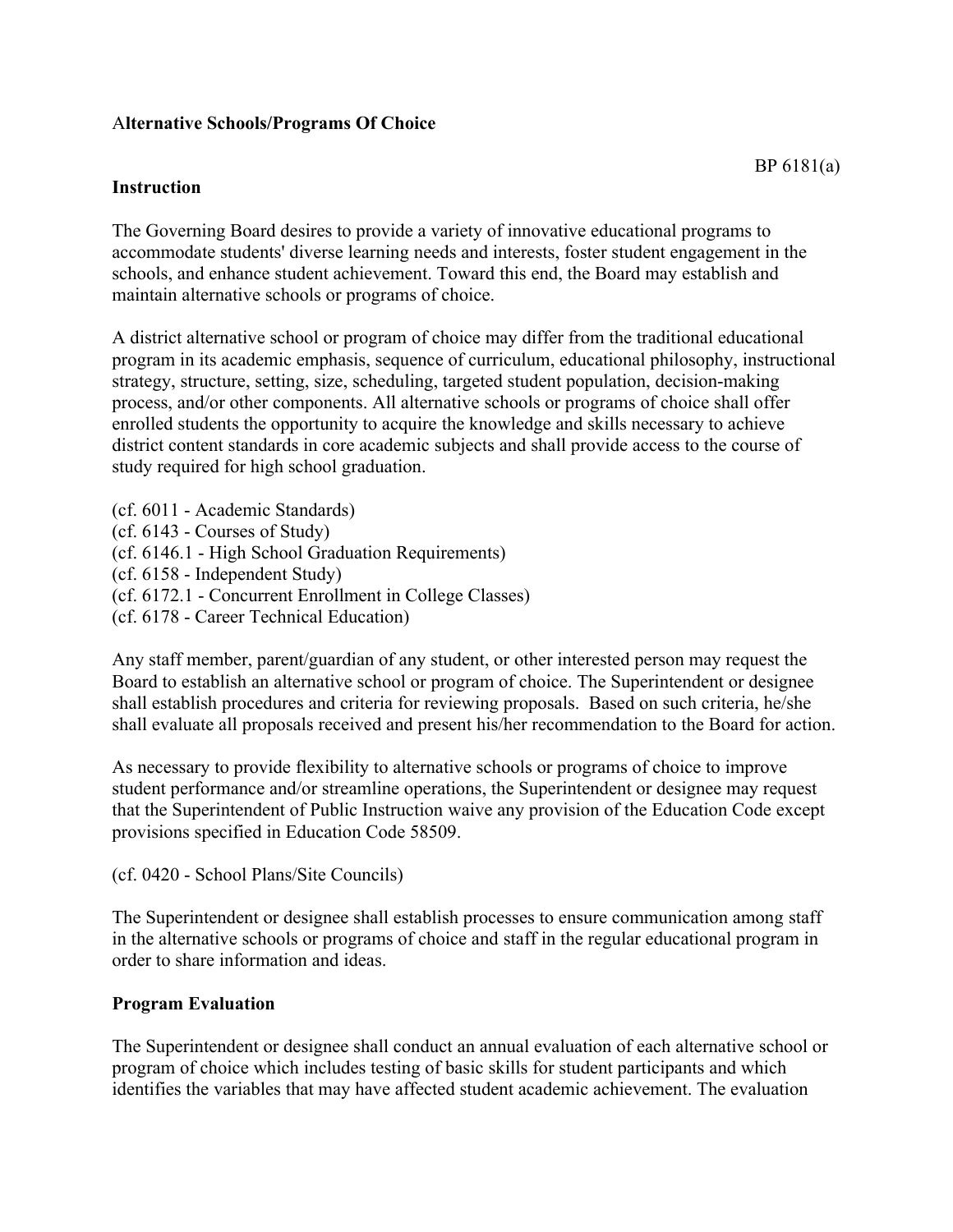**Alternative Schools/Programs Of Choice**

BP 6181(a)

**Instruction**

The Governing Board desires to provide a variety of innovative educational programs to accommodate students' diverse learning needs and interests, foster student engagement in the schools, and enhance student achievement. Toward this end, the Board may establish and maintain alternative schools or programs of choice.

A district alternative school or program of choice may differ from the traditional educational program in its academic emphasis, sequence of curriculum, educational philosophy, instructional strategy, structure, setting, size, scheduling, targeted student population, decision-making process, and/or other components. All alternative schools or programs of choice shall offer enrolled students the opportunity to acquire the knowledge and skills necessary to achieve district content standards in core academic subjects and shall provide access to the course of study required for high school graduation.

(cf. 6011 - Academic Standards)
(cf. 6143 - Courses of Study)
(cf. 6146.1 - High School Graduation Requirements)
(cf. 6158 - Independent Study)
(cf. 6172.1 - Concurrent Enrollment in College Classes)
(cf. 6178 - Career Technical Education)

Any staff member, parent/guardian of any student, or other interested person may request the Board to establish an alternative school or program of choice. The Superintendent or designee shall establish procedures and criteria for reviewing proposals. Based on such criteria, he/she shall evaluate all proposals received and present his/her recommendation to the Board for action.

As necessary to provide flexibility to alternative schools or programs of choice to improve student performance and/or streamline operations, the Superintendent or designee may request that the Superintendent of Public Instruction waive any provision of the Education Code except provisions specified in Education Code 58509.

(cf. 0420 - School Plans/Site Councils)

The Superintendent or designee shall establish processes to ensure communication among staff in the alternative schools or programs of choice and staff in the regular educational program in order to share information and ideas.

**Program Evaluation**

The Superintendent or designee shall conduct an annual evaluation of each alternative school or program of choice which includes testing of basic skills for student participants and which identifies the variables that may have affected student academic achievement. The evaluation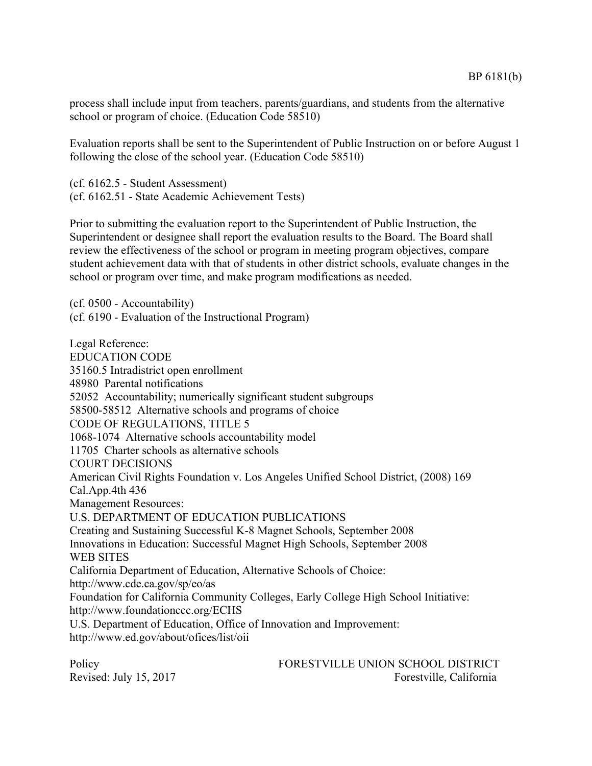process shall include input from teachers, parents/guardians, and students from the alternative school or program of choice. (Education Code 58510)

Evaluation reports shall be sent to the Superintendent of Public Instruction on or before August 1 following the close of the school year. (Education Code 58510)

(cf. 6162.5 - Student Assessment)
(cf. 6162.51 - State Academic Achievement Tests)

Prior to submitting the evaluation report to the Superintendent of Public Instruction, the Superintendent or designee shall report the evaluation results to the Board. The Board shall review the effectiveness of the school or program in meeting program objectives, compare student achievement data with that of students in other district schools, evaluate changes in the school or program over time, and make program modifications as needed.

(cf. 0500 - Accountability)
(cf. 6190 - Evaluation of the Instructional Program)

Legal Reference:
EDUCATION CODE
35160.5 Intradistrict open enrollment
48980 Parental notifications
52052 Accountability; numerically significant student subgroups
58500-58512 Alternative schools and programs of choice
CODE OF REGULATIONS, TITLE 5
1068-1074 Alternative schools accountability model
11705 Charter schools as alternative schools
COURT DECISIONS
American Civil Rights Foundation v. Los Angeles Unified School District, (2008) 169 Cal.App.4th 436
Management Resources:
U.S. DEPARTMENT OF EDUCATION PUBLICATIONS
Creating and Sustaining Successful K-8 Magnet Schools, September 2008
Innovations in Education: Successful Magnet High Schools, September 2008
WEB SITES
California Department of Education, Alternative Schools of Choice: http://www.cde.ca.gov/sp/eo/as
Foundation for California Community Colleges, Early College High School Initiative: http://www.foundationccc.org/ECHS
U.S. Department of Education, Office of Innovation and Improvement: http://www.ed.gov/about/ofices/list/oii

Policy
Revised: July 15, 2017

FORESTVILLE UNION SCHOOL DISTRICT
Forestville, California